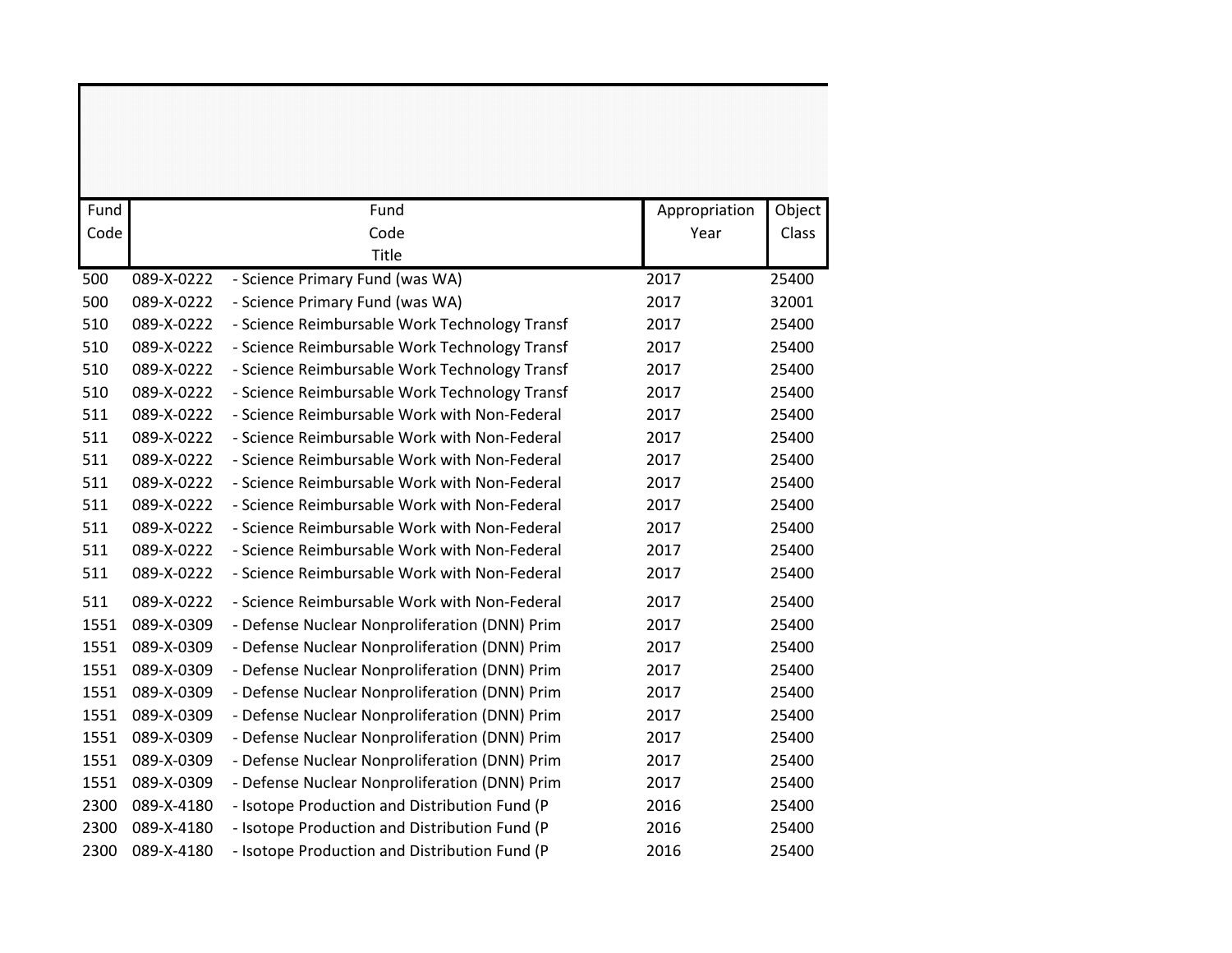| Fund Code | Fund Code Title | | Appropriation Year | Object Class |
|---|---|---|---|---|
| 500 | 089-X-0222 | - Science Primary Fund (was WA) | 2017 | 25400 |
| 500 | 089-X-0222 | - Science Primary Fund (was WA) | 2017 | 32001 |
| 510 | 089-X-0222 | - Science Reimbursable Work Technology Transf | 2017 | 25400 |
| 510 | 089-X-0222 | - Science Reimbursable Work Technology Transf | 2017 | 25400 |
| 510 | 089-X-0222 | - Science Reimbursable Work Technology Transf | 2017 | 25400 |
| 510 | 089-X-0222 | - Science Reimbursable Work Technology Transf | 2017 | 25400 |
| 511 | 089-X-0222 | - Science Reimbursable Work with Non-Federal | 2017 | 25400 |
| 511 | 089-X-0222 | - Science Reimbursable Work with Non-Federal | 2017 | 25400 |
| 511 | 089-X-0222 | - Science Reimbursable Work with Non-Federal | 2017 | 25400 |
| 511 | 089-X-0222 | - Science Reimbursable Work with Non-Federal | 2017 | 25400 |
| 511 | 089-X-0222 | - Science Reimbursable Work with Non-Federal | 2017 | 25400 |
| 511 | 089-X-0222 | - Science Reimbursable Work with Non-Federal | 2017 | 25400 |
| 511 | 089-X-0222 | - Science Reimbursable Work with Non-Federal | 2017 | 25400 |
| 511 | 089-X-0222 | - Science Reimbursable Work with Non-Federal | 2017 | 25400 |
| 511 | 089-X-0222 | - Science Reimbursable Work with Non-Federal | 2017 | 25400 |
| 1551 | 089-X-0309 | - Defense Nuclear Nonproliferation (DNN) Prim | 2017 | 25400 |
| 1551 | 089-X-0309 | - Defense Nuclear Nonproliferation (DNN) Prim | 2017 | 25400 |
| 1551 | 089-X-0309 | - Defense Nuclear Nonproliferation (DNN) Prim | 2017 | 25400 |
| 1551 | 089-X-0309 | - Defense Nuclear Nonproliferation (DNN) Prim | 2017 | 25400 |
| 1551 | 089-X-0309 | - Defense Nuclear Nonproliferation (DNN) Prim | 2017 | 25400 |
| 1551 | 089-X-0309 | - Defense Nuclear Nonproliferation (DNN) Prim | 2017 | 25400 |
| 1551 | 089-X-0309 | - Defense Nuclear Nonproliferation (DNN) Prim | 2017 | 25400 |
| 1551 | 089-X-0309 | - Defense Nuclear Nonproliferation (DNN) Prim | 2017 | 25400 |
| 2300 | 089-X-4180 | - Isotope Production and Distribution Fund (P | 2016 | 25400 |
| 2300 | 089-X-4180 | - Isotope Production and Distribution Fund (P | 2016 | 25400 |
| 2300 | 089-X-4180 | - Isotope Production and Distribution Fund (P | 2016 | 25400 |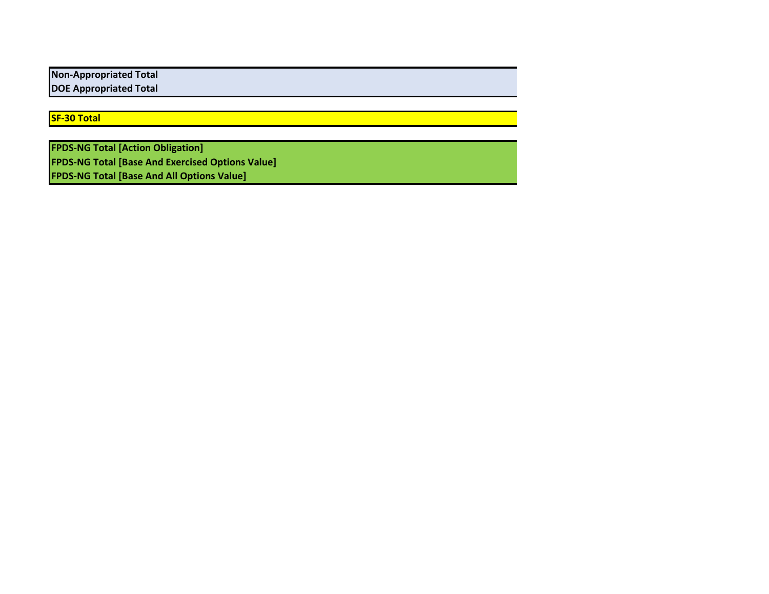| | |
|---|---|
| **Non-Appropriated Total** | |
| **DOE Appropriated Total** | |

| | |
|---|---|
| **SF-30 Total** | |

| | |
|---|---|
| **FPDS-NG Total [Action Obligation]** | |
| **FPDS-NG Total [Base And Exercised Options Value]** | |
| **FPDS-NG Total [Base And All Options Value]** | |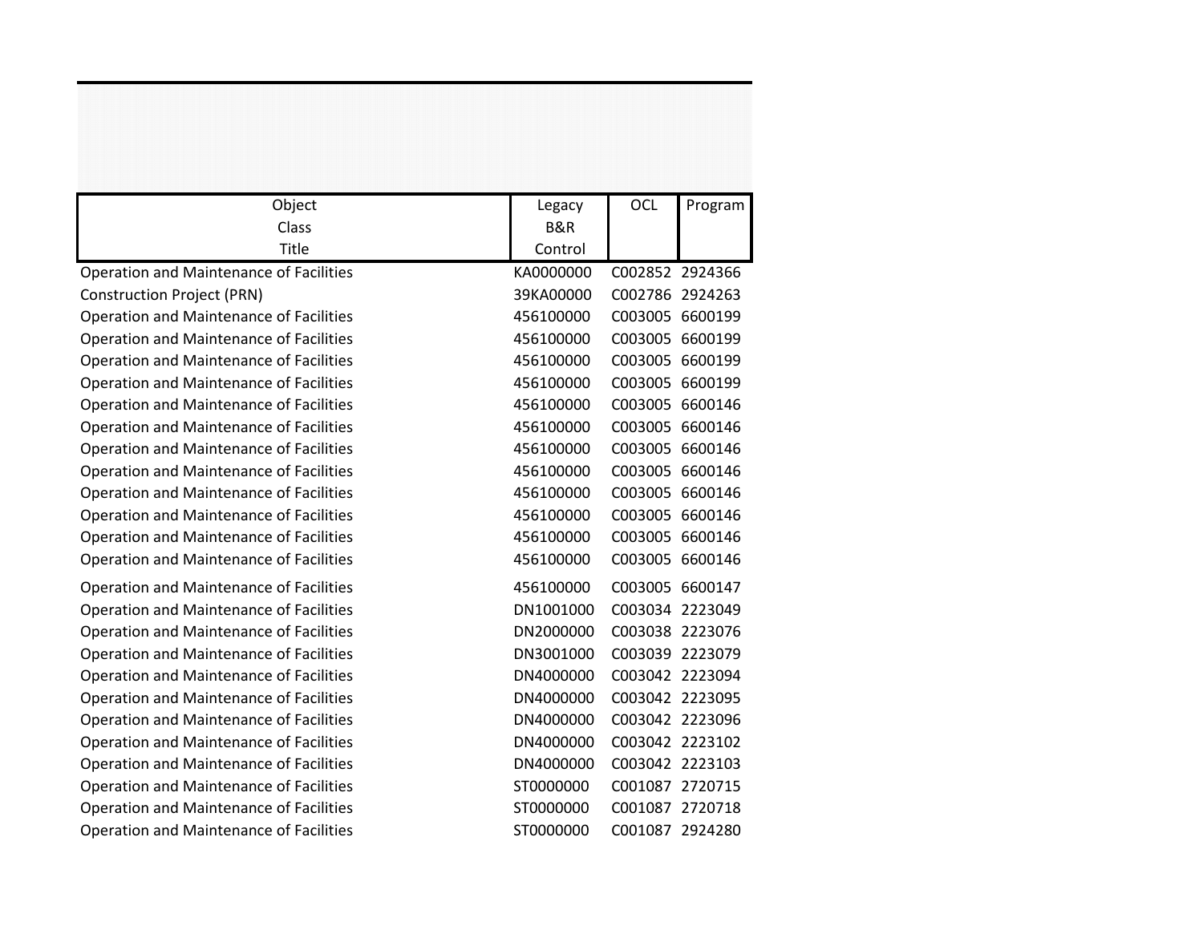| Object Class Title | Legacy B&R Control | OCL | Program |
| --- | --- | --- | --- |
| Operation and Maintenance of Facilities | KA0000000 | C002852 | 2924366 |
| Construction Project (PRN) | 39KA00000 | C002786 | 2924263 |
| Operation and Maintenance of Facilities | 456100000 | C003005 | 6600199 |
| Operation and Maintenance of Facilities | 456100000 | C003005 | 6600199 |
| Operation and Maintenance of Facilities | 456100000 | C003005 | 6600199 |
| Operation and Maintenance of Facilities | 456100000 | C003005 | 6600199 |
| Operation and Maintenance of Facilities | 456100000 | C003005 | 6600146 |
| Operation and Maintenance of Facilities | 456100000 | C003005 | 6600146 |
| Operation and Maintenance of Facilities | 456100000 | C003005 | 6600146 |
| Operation and Maintenance of Facilities | 456100000 | C003005 | 6600146 |
| Operation and Maintenance of Facilities | 456100000 | C003005 | 6600146 |
| Operation and Maintenance of Facilities | 456100000 | C003005 | 6600146 |
| Operation and Maintenance of Facilities | 456100000 | C003005 | 6600146 |
| Operation and Maintenance of Facilities | 456100000 | C003005 | 6600146 |
| Operation and Maintenance of Facilities | 456100000 | C003005 | 6600147 |
| Operation and Maintenance of Facilities | DN1001000 | C003034 | 2223049 |
| Operation and Maintenance of Facilities | DN2000000 | C003038 | 2223076 |
| Operation and Maintenance of Facilities | DN3001000 | C003039 | 2223079 |
| Operation and Maintenance of Facilities | DN4000000 | C003042 | 2223094 |
| Operation and Maintenance of Facilities | DN4000000 | C003042 | 2223095 |
| Operation and Maintenance of Facilities | DN4000000 | C003042 | 2223096 |
| Operation and Maintenance of Facilities | DN4000000 | C003042 | 2223102 |
| Operation and Maintenance of Facilities | DN4000000 | C003042 | 2223103 |
| Operation and Maintenance of Facilities | ST0000000 | C001087 | 2720715 |
| Operation and Maintenance of Facilities | ST0000000 | C001087 | 2720718 |
| Operation and Maintenance of Facilities | ST0000000 | C001087 | 2924280 |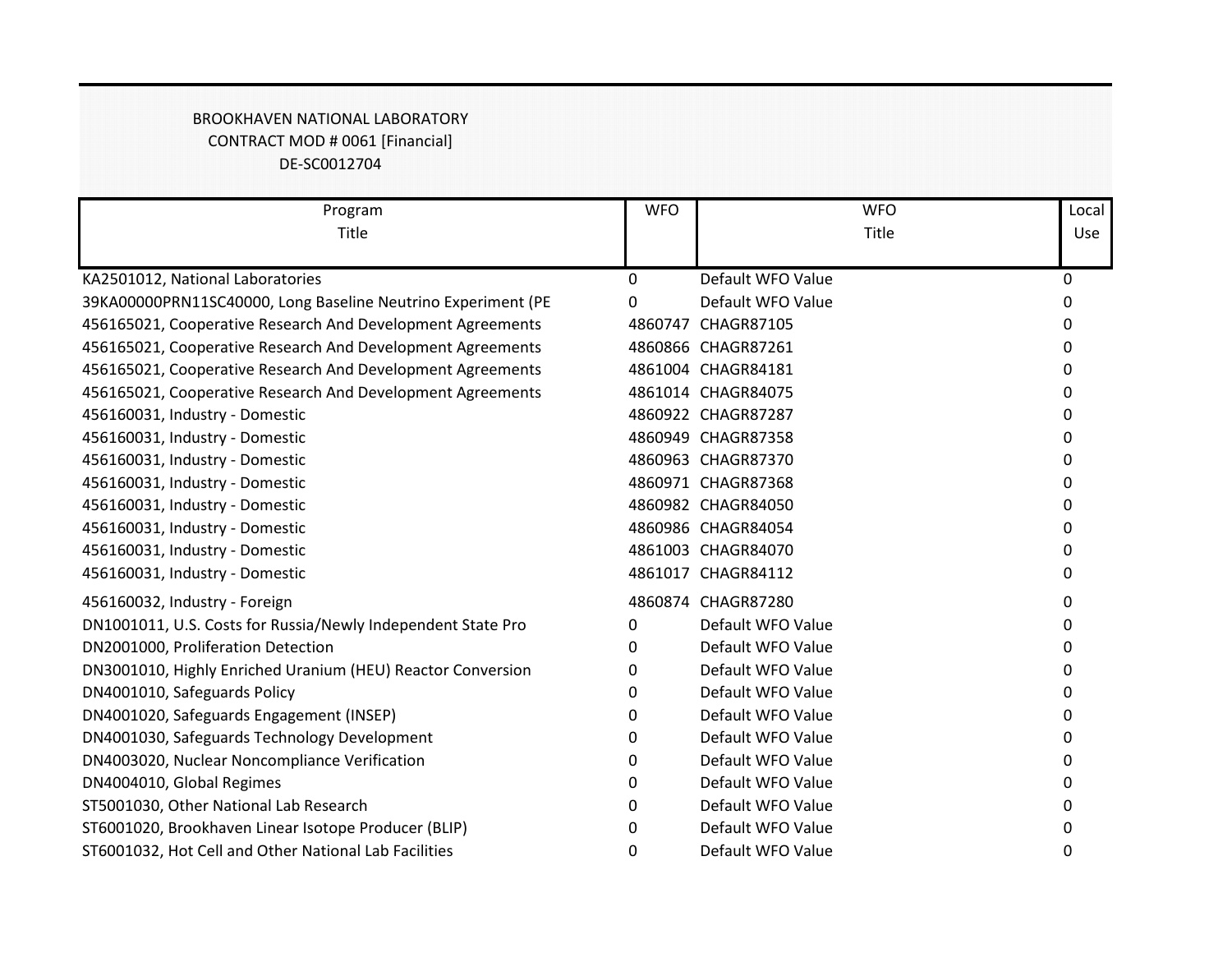BROOKHAVEN NATIONAL LABORATORY
CONTRACT MOD # 0061 [Financial]
DE-SC0012704

| Program Title | WFO | WFO Title | Local Use |
|---|---|---|---|
| KA2501012, National Laboratories | 0 | Default WFO Value | 0 |
| 39KA00000PRN11SC40000, Long Baseline Neutrino Experiment (PE | 0 | Default WFO Value | 0 |
| 456165021, Cooperative Research And Development Agreements | 4860747 | CHAGR87105 | 0 |
| 456165021, Cooperative Research And Development Agreements | 4860866 | CHAGR87261 | 0 |
| 456165021, Cooperative Research And Development Agreements | 4861004 | CHAGR84181 | 0 |
| 456165021, Cooperative Research And Development Agreements | 4861014 | CHAGR84075 | 0 |
| 456160031, Industry - Domestic | 4860922 | CHAGR87287 | 0 |
| 456160031, Industry - Domestic | 4860949 | CHAGR87358 | 0 |
| 456160031, Industry - Domestic | 4860963 | CHAGR87370 | 0 |
| 456160031, Industry - Domestic | 4860971 | CHAGR87368 | 0 |
| 456160031, Industry - Domestic | 4860982 | CHAGR84050 | 0 |
| 456160031, Industry - Domestic | 4860986 | CHAGR84054 | 0 |
| 456160031, Industry - Domestic | 4861003 | CHAGR84070 | 0 |
| 456160031, Industry - Domestic | 4861017 | CHAGR84112 | 0 |
| 456160032, Industry - Foreign | 4860874 | CHAGR87280 | 0 |
| DN1001011, U.S. Costs for Russia/Newly Independent State Pro | 0 | Default WFO Value | 0 |
| DN2001000, Proliferation Detection | 0 | Default WFO Value | 0 |
| DN3001010, Highly Enriched Uranium (HEU) Reactor Conversion | 0 | Default WFO Value | 0 |
| DN4001010, Safeguards Policy | 0 | Default WFO Value | 0 |
| DN4001020, Safeguards Engagement (INSEP) | 0 | Default WFO Value | 0 |
| DN4001030, Safeguards Technology Development | 0 | Default WFO Value | 0 |
| DN4003020, Nuclear Noncompliance Verification | 0 | Default WFO Value | 0 |
| DN4004010, Global Regimes | 0 | Default WFO Value | 0 |
| ST5001030, Other National Lab Research | 0 | Default WFO Value | 0 |
| ST6001020, Brookhaven Linear Isotope Producer (BLIP) | 0 | Default WFO Value | 0 |
| ST6001032, Hot Cell and Other National Lab Facilities | 0 | Default WFO Value | 0 |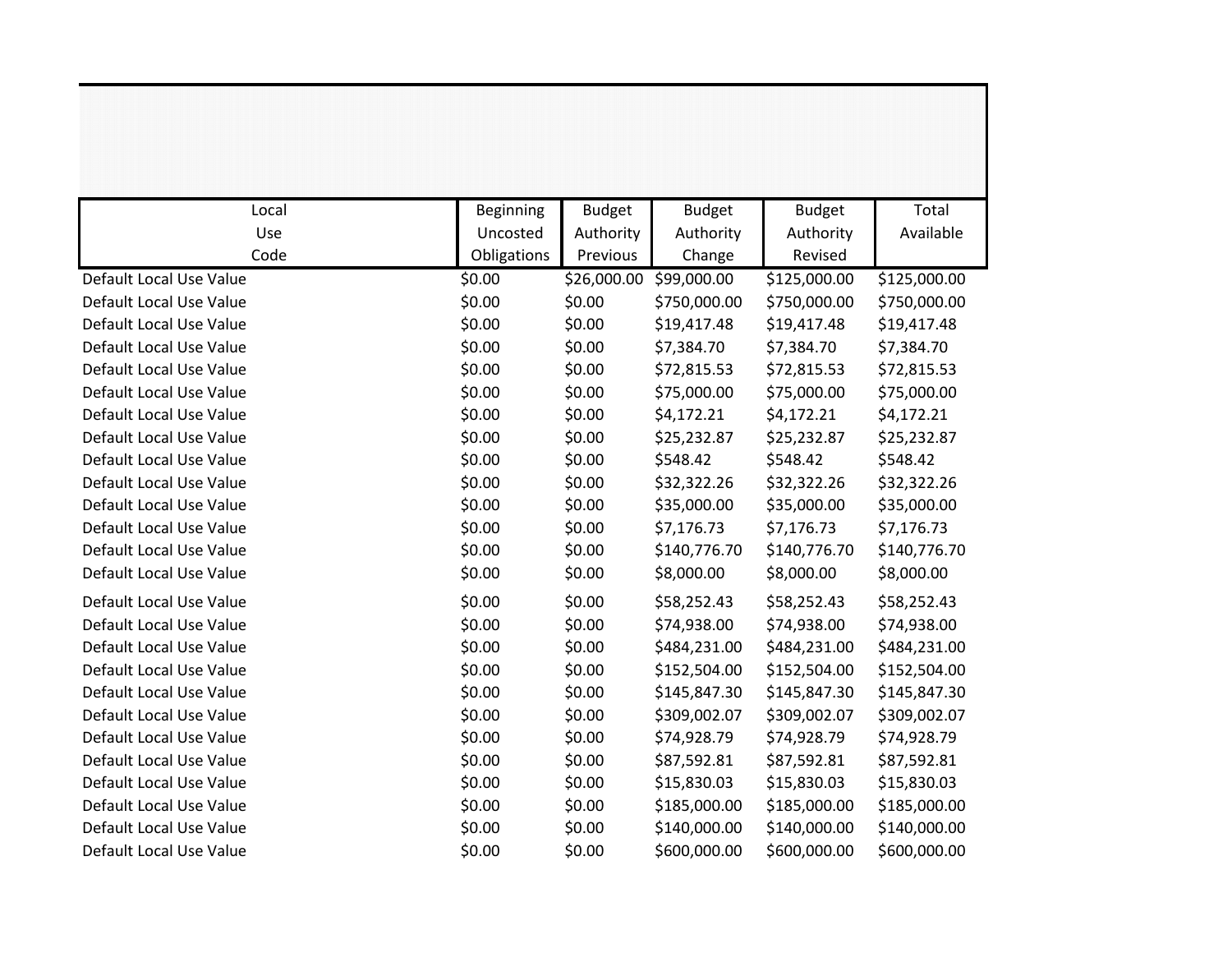| Local Use Code | Beginning Uncosted Obligations | Budget Authority Previous | Budget Authority Change | Budget Authority Revised | Total Available |
|---|---|---|---|---|---|
| Default Local Use Value | $0.00 | $26,000.00 | $99,000.00 | $125,000.00 | $125,000.00 |
| Default Local Use Value | $0.00 | $0.00 | $750,000.00 | $750,000.00 | $750,000.00 |
| Default Local Use Value | $0.00 | $0.00 | $19,417.48 | $19,417.48 | $19,417.48 |
| Default Local Use Value | $0.00 | $0.00 | $7,384.70 | $7,384.70 | $7,384.70 |
| Default Local Use Value | $0.00 | $0.00 | $72,815.53 | $72,815.53 | $72,815.53 |
| Default Local Use Value | $0.00 | $0.00 | $75,000.00 | $75,000.00 | $75,000.00 |
| Default Local Use Value | $0.00 | $0.00 | $4,172.21 | $4,172.21 | $4,172.21 |
| Default Local Use Value | $0.00 | $0.00 | $25,232.87 | $25,232.87 | $25,232.87 |
| Default Local Use Value | $0.00 | $0.00 | $548.42 | $548.42 | $548.42 |
| Default Local Use Value | $0.00 | $0.00 | $32,322.26 | $32,322.26 | $32,322.26 |
| Default Local Use Value | $0.00 | $0.00 | $35,000.00 | $35,000.00 | $35,000.00 |
| Default Local Use Value | $0.00 | $0.00 | $7,176.73 | $7,176.73 | $7,176.73 |
| Default Local Use Value | $0.00 | $0.00 | $140,776.70 | $140,776.70 | $140,776.70 |
| Default Local Use Value | $0.00 | $0.00 | $8,000.00 | $8,000.00 | $8,000.00 |
| Default Local Use Value | $0.00 | $0.00 | $58,252.43 | $58,252.43 | $58,252.43 |
| Default Local Use Value | $0.00 | $0.00 | $74,938.00 | $74,938.00 | $74,938.00 |
| Default Local Use Value | $0.00 | $0.00 | $484,231.00 | $484,231.00 | $484,231.00 |
| Default Local Use Value | $0.00 | $0.00 | $152,504.00 | $152,504.00 | $152,504.00 |
| Default Local Use Value | $0.00 | $0.00 | $145,847.30 | $145,847.30 | $145,847.30 |
| Default Local Use Value | $0.00 | $0.00 | $309,002.07 | $309,002.07 | $309,002.07 |
| Default Local Use Value | $0.00 | $0.00 | $74,928.79 | $74,928.79 | $74,928.79 |
| Default Local Use Value | $0.00 | $0.00 | $87,592.81 | $87,592.81 | $87,592.81 |
| Default Local Use Value | $0.00 | $0.00 | $15,830.03 | $15,830.03 | $15,830.03 |
| Default Local Use Value | $0.00 | $0.00 | $185,000.00 | $185,000.00 | $185,000.00 |
| Default Local Use Value | $0.00 | $0.00 | $140,000.00 | $140,000.00 | $140,000.00 |
| Default Local Use Value | $0.00 | $0.00 | $600,000.00 | $600,000.00 | $600,000.00 |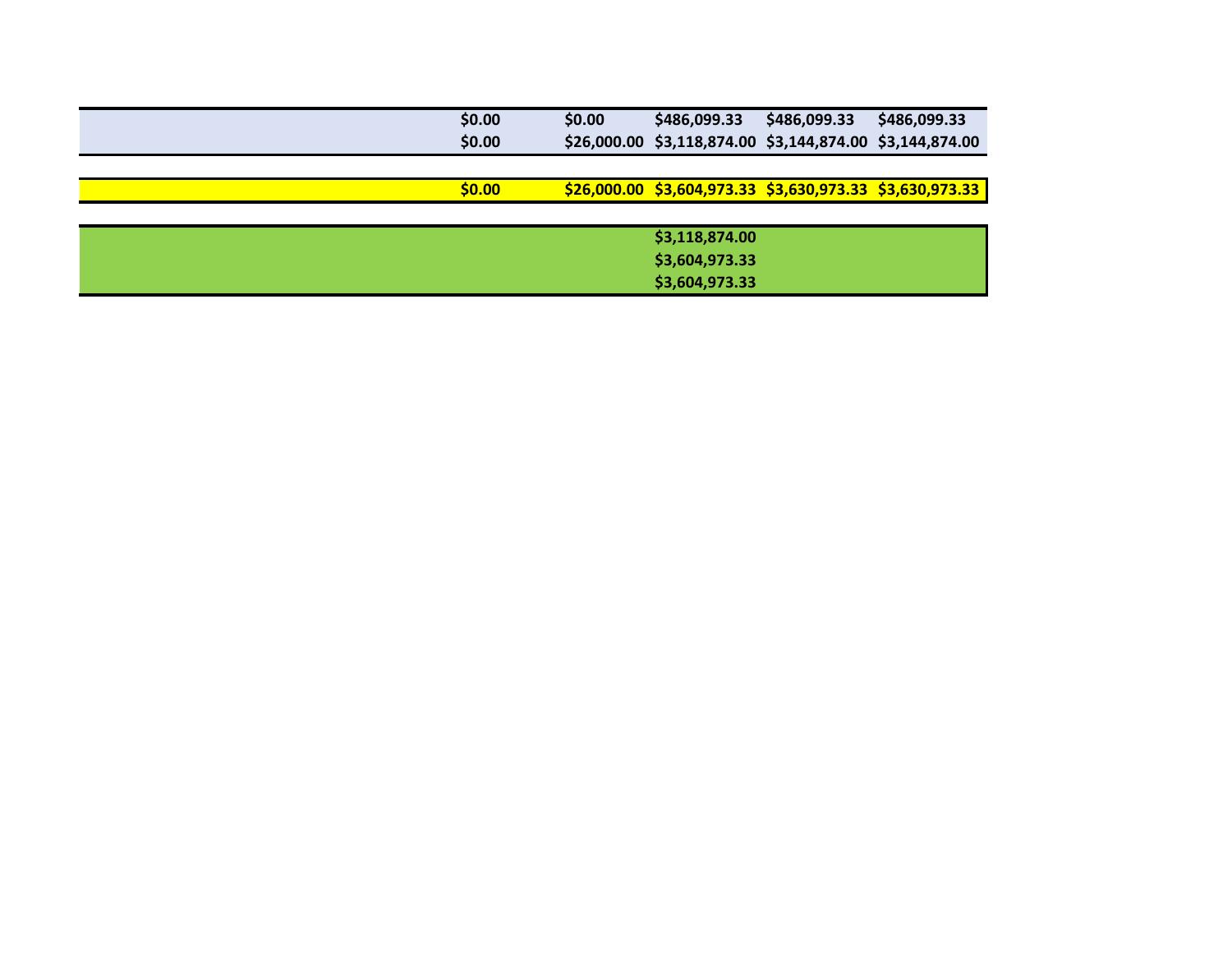| | | | | | |
|---|---|---|---|---|---|
| | $0.00 | $0.00 | $486,099.33 | $486,099.33 | $486,099.33 |
| | $0.00 | $26,000.00 | $3,118,874.00 | $3,144,874.00 | $3,144,874.00 |
| | | | | | |
| | **$0.00** | **$26,000.00** | **$3,604,973.33** | **$3,630,973.33** | **$3,630,973.33** |
| | | | | | |
| | | | $3,118,874.00 | | |
| | | | $3,604,973.33 | | |
| | | | $3,604,973.33 | | |